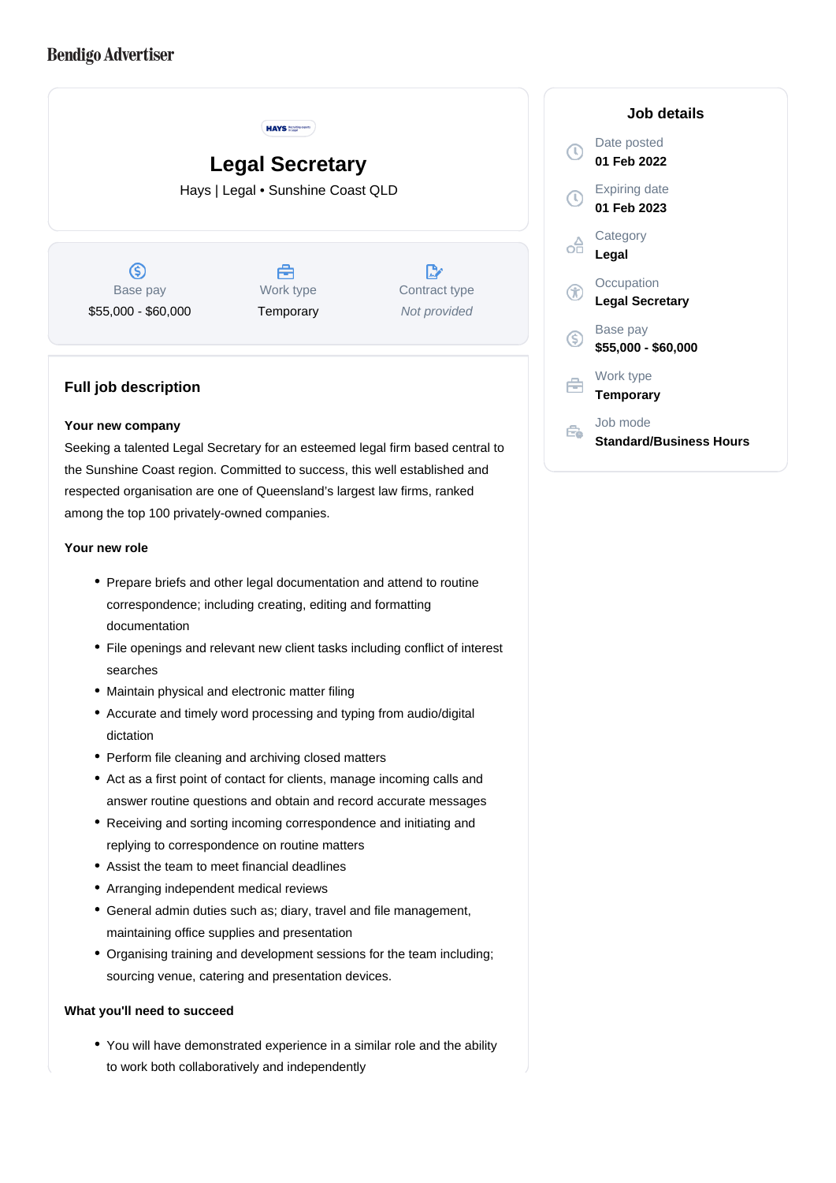Bendigo Advertiser

# Legal Secretary

Hays | Legal • Sunshine Coast QLD

| Base pay | Work type | Contract type |
| --- | --- | --- |
| $55,000 - $60,000 | Temporary | *Not provided* |

## Job details

- Date posted: **01 Feb 2022**
- Expiring date: **01 Feb 2023**
- Category: **Legal**
- Occupation: **Legal Secretary**
- Base pay: **$55,000 - $60,000**
- Work type: **Temporary**
- Job mode: **Standard/Business Hours**

## Full job description

**Your new company**

Seeking a talented Legal Secretary for an esteemed legal firm based central to the Sunshine Coast region. Committed to success, this well established and respected organisation are one of Queensland's largest law firms, ranked among the top 100 privately-owned companies.

**Your new role**

- Prepare briefs and other legal documentation and attend to routine correspondence; including creating, editing and formatting documentation
- File openings and relevant new client tasks including conflict of interest searches
- Maintain physical and electronic matter filing
- Accurate and timely word processing and typing from audio/digital dictation
- Perform file cleaning and archiving closed matters
- Act as a first point of contact for clients, manage incoming calls and answer routine questions and obtain and record accurate messages
- Receiving and sorting incoming correspondence and initiating and replying to correspondence on routine matters
- Assist the team to meet financial deadlines
- Arranging independent medical reviews
- General admin duties such as; diary, travel and file management, maintaining office supplies and presentation
- Organising training and development sessions for the team including; sourcing venue, catering and presentation devices.

**What you'll need to succeed**

- You will have demonstrated experience in a similar role and the ability to work both collaboratively and independently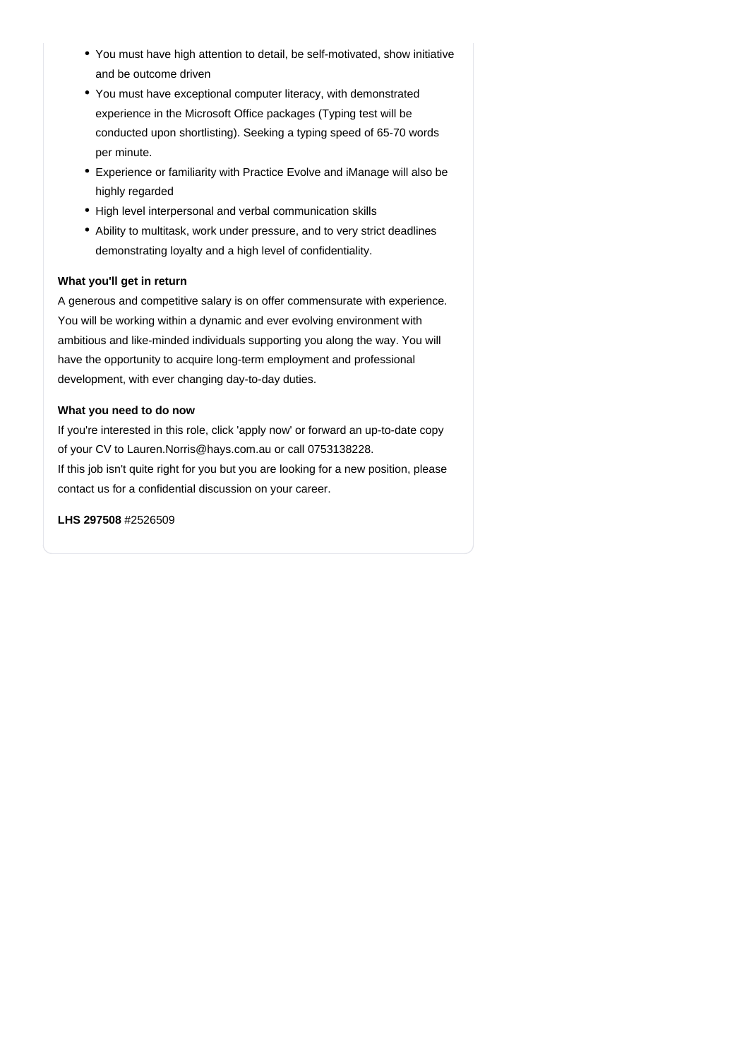- You must have high attention to detail, be self-motivated, show initiative and be outcome driven
- You must have exceptional computer literacy, with demonstrated experience in the Microsoft Office packages (Typing test will be conducted upon shortlisting). Seeking a typing speed of 65-70 words per minute.
- Experience or familiarity with Practice Evolve and iManage will also be highly regarded
- High level interpersonal and verbal communication skills
- Ability to multitask, work under pressure, and to very strict deadlines demonstrating loyalty and a high level of confidentiality.

**What you'll get in return**

A generous and competitive salary is on offer commensurate with experience. You will be working within a dynamic and ever evolving environment with ambitious and like-minded individuals supporting you along the way. You will have the opportunity to acquire long-term employment and professional development, with ever changing day-to-day duties.

**What you need to do now**

If you're interested in this role, click 'apply now' or forward an up-to-date copy of your CV to Lauren.Norris@hays.com.au or call 0753138228.
If this job isn't quite right for you but you are looking for a new position, please contact us for a confidential discussion on your career.

**LHS 297508** #2526509